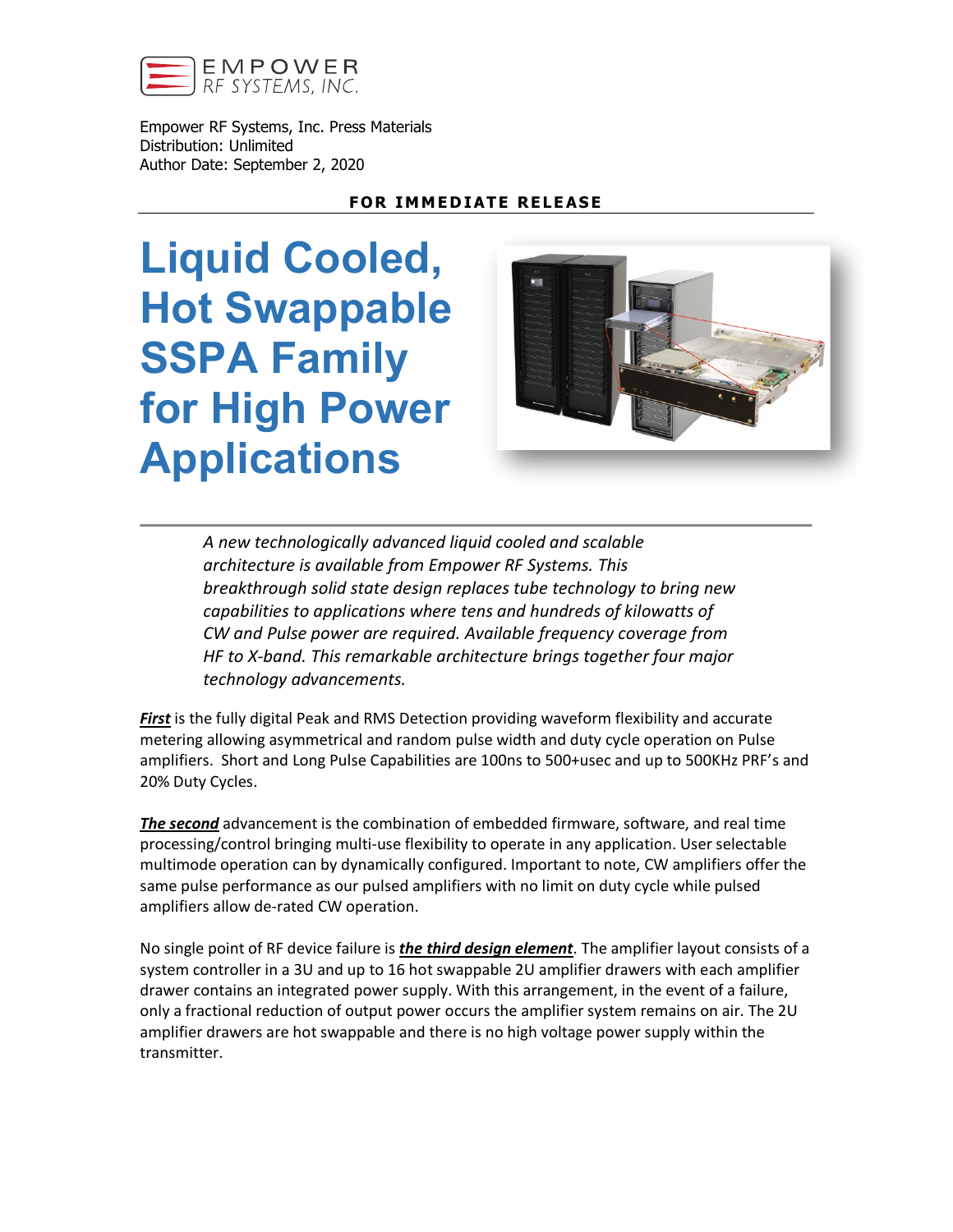EMPOWER
RF SYSTEMS, INC.

Empower RF Systems, Inc. Press Materials
Distribution: Unlimited
Author Date: September 2, 2020

**FOR IMMEDIATE RELEASE**

# Liquid Cooled, Hot Swappable SSPA Family for High Power Applications

*A new technologically advanced liquid cooled and scalable architecture is available from Empower RF Systems. This breakthrough solid state design replaces tube technology to bring new capabilities to applications where tens and hundreds of kilowatts of CW and Pulse power are required. Available frequency coverage from HF to X-band. This remarkable architecture brings together four major technology advancements.*

***First*** is the fully digital Peak and RMS Detection providing waveform flexibility and accurate metering allowing asymmetrical and random pulse width and duty cycle operation on Pulse amplifiers. Short and Long Pulse Capabilities are 100ns to 500+usec and up to 500KHz PRF's and 20% Duty Cycles.

***The second*** advancement is the combination of embedded firmware, software, and real time processing/control bringing multi-use flexibility to operate in any application. User selectable multimode operation can by dynamically configured. Important to note, CW amplifiers offer the same pulse performance as our pulsed amplifiers with no limit on duty cycle while pulsed amplifiers allow de-rated CW operation.

No single point of RF device failure is ***the third design element***. The amplifier layout consists of a system controller in a 3U and up to 16 hot swappable 2U amplifier drawers with each amplifier drawer contains an integrated power supply. With this arrangement, in the event of a failure, only a fractional reduction of output power occurs the amplifier system remains on air. The 2U amplifier drawers are hot swappable and there is no high voltage power supply within the transmitter.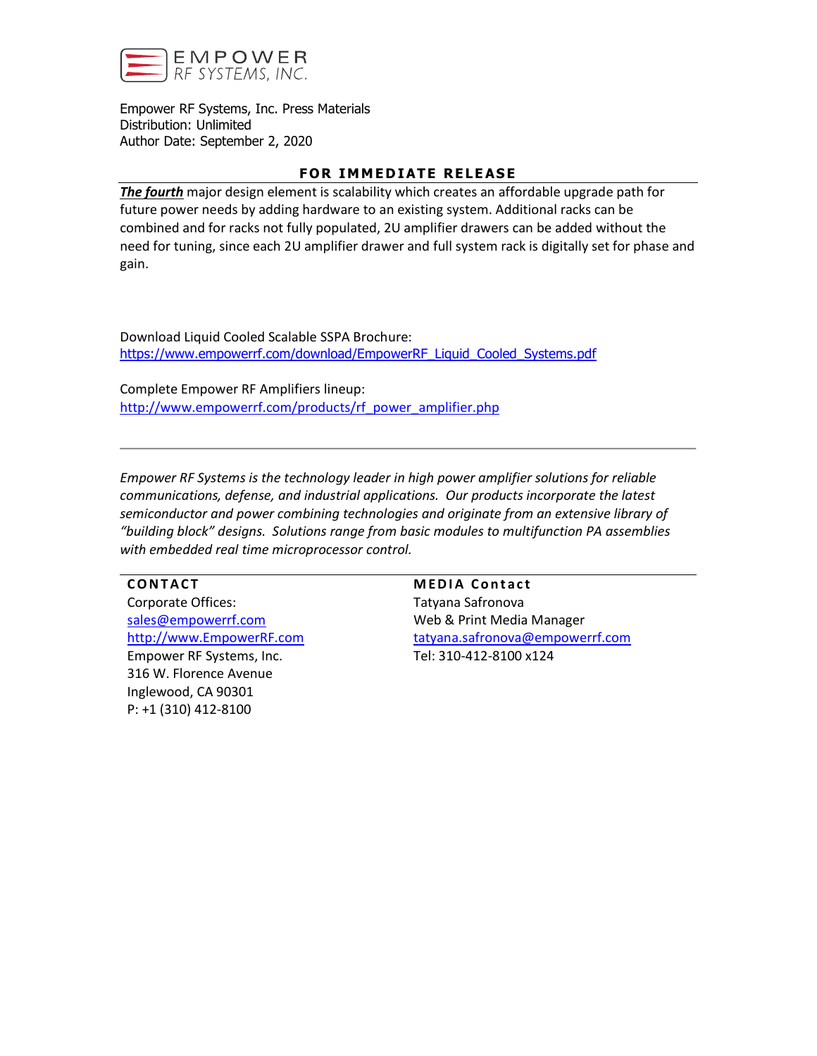EMPOWER
RF SYSTEMS, INC.

Empower RF Systems, Inc. Press Materials
Distribution: Unlimited
Author Date: September 2, 2020

**FOR IMMEDIATE RELEASE**

***The fourth*** major design element is scalability which creates an affordable upgrade path for future power needs by adding hardware to an existing system. Additional racks can be combined and for racks not fully populated, 2U amplifier drawers can be added without the need for tuning, since each 2U amplifier drawer and full system rack is digitally set for phase and gain.

Download Liquid Cooled Scalable SSPA Brochure:
https://www.empowerrf.com/download/EmpowerRF_Liquid_Cooled_Systems.pdf

Complete Empower RF Amplifiers lineup:
http://www.empowerrf.com/products/rf_power_amplifier.php

---

*Empower RF Systems is the technology leader in high power amplifier solutions for reliable communications, defense, and industrial applications. Our products incorporate the latest semiconductor and power combining technologies and originate from an extensive library of "building block" designs. Solutions range from basic modules to multifunction PA assemblies with embedded real time microprocessor control.*

**CONTACT**
Corporate Offices:
sales@empowerrf.com
http://www.EmpowerRF.com
Empower RF Systems, Inc.
316 W. Florence Avenue
Inglewood, CA 90301
P: +1 (310) 412-8100

**MEDIA Contact**
Tatyana Safronova
Web & Print Media Manager
tatyana.safronova@empowerrf.com
Tel: 310-412-8100 x124